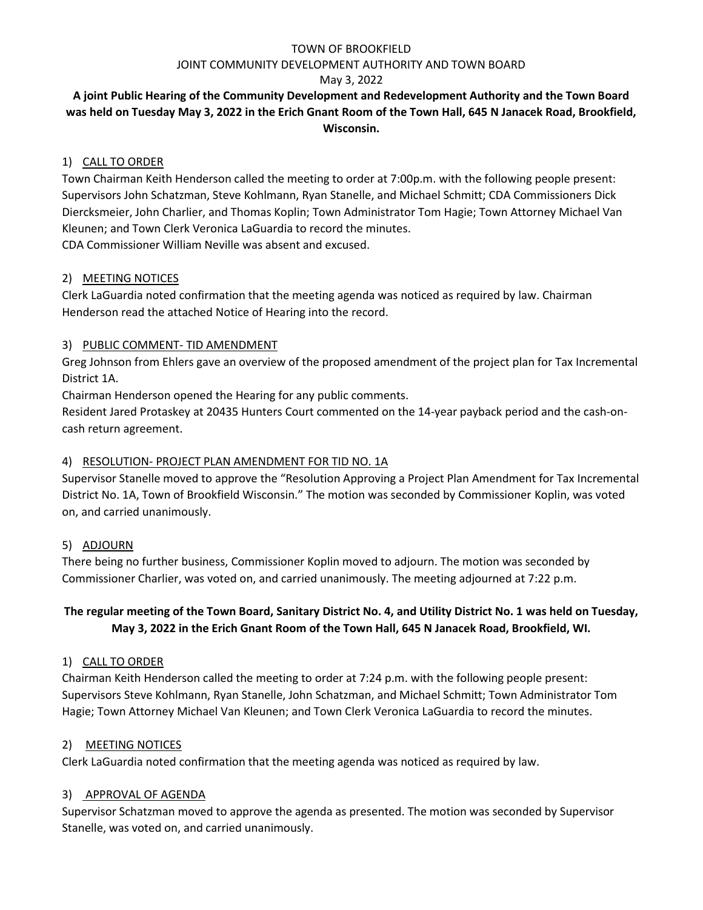TOWN OF BROOKFIELD

JOINT COMMUNITY DEVELOPMENT AUTHORITY AND TOWN BOARD

May 3, 2022

**A joint Public Hearing of the Community Development and Redevelopment Authority and the Town Board was held on Tuesday May 3, 2022 in the Erich Gnant Room of the Town Hall, 645 N Janacek Road, Brookfield, Wisconsin.**

1) CALL TO ORDER

Town Chairman Keith Henderson called the meeting to order at 7:00p.m. with the following people present: Supervisors John Schatzman, Steve Kohlmann, Ryan Stanelle, and Michael Schmitt; CDA Commissioners Dick Diercksmeier, John Charlier, and Thomas Koplin; Town Administrator Tom Hagie; Town Attorney Michael Van Kleunen; and Town Clerk Veronica LaGuardia to record the minutes.
CDA Commissioner William Neville was absent and excused.

2) MEETING NOTICES

Clerk LaGuardia noted confirmation that the meeting agenda was noticed as required by law. Chairman Henderson read the attached Notice of Hearing into the record.

3) PUBLIC COMMENT- TID AMENDMENT

Greg Johnson from Ehlers gave an overview of the proposed amendment of the project plan for Tax Incremental District 1A.
Chairman Henderson opened the Hearing for any public comments.
Resident Jared Protaskey at 20435 Hunters Court commented on the 14-year payback period and the cash-on-cash return agreement.

4) RESOLUTION- PROJECT PLAN AMENDMENT FOR TID NO. 1A

Supervisor Stanelle moved to approve the "Resolution Approving a Project Plan Amendment for Tax Incremental District No. 1A, Town of Brookfield Wisconsin." The motion was seconded by Commissioner Koplin, was voted on, and carried unanimously.

5) ADJOURN

There being no further business, Commissioner Koplin moved to adjourn. The motion was seconded by Commissioner Charlier, was voted on, and carried unanimously. The meeting adjourned at 7:22 p.m.

**The regular meeting of the Town Board, Sanitary District No. 4, and Utility District No. 1 was held on Tuesday, May 3, 2022 in the Erich Gnant Room of the Town Hall, 645 N Janacek Road, Brookfield, WI.**

1) CALL TO ORDER

Chairman Keith Henderson called the meeting to order at 7:24 p.m. with the following people present: Supervisors Steve Kohlmann, Ryan Stanelle, John Schatzman, and Michael Schmitt; Town Administrator Tom Hagie; Town Attorney Michael Van Kleunen; and Town Clerk Veronica LaGuardia to record the minutes.

2) MEETING NOTICES

Clerk LaGuardia noted confirmation that the meeting agenda was noticed as required by law.

3) APPROVAL OF AGENDA

Supervisor Schatzman moved to approve the agenda as presented. The motion was seconded by Supervisor Stanelle, was voted on, and carried unanimously.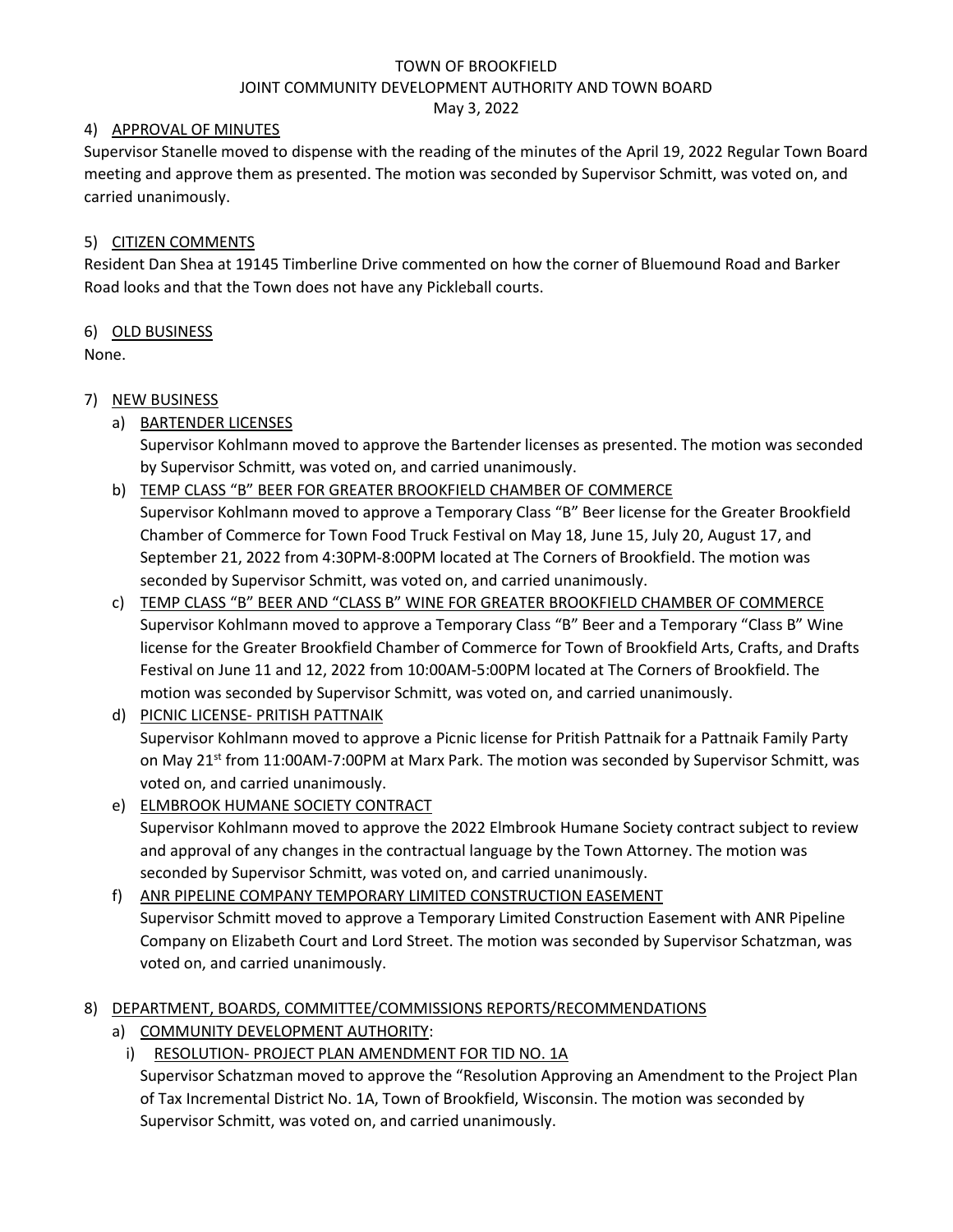TOWN OF BROOKFIELD
JOINT COMMUNITY DEVELOPMENT AUTHORITY AND TOWN BOARD
May 3, 2022

4) APPROVAL OF MINUTES

Supervisor Stanelle moved to dispense with the reading of the minutes of the April 19, 2022 Regular Town Board meeting and approve them as presented. The motion was seconded by Supervisor Schmitt, was voted on, and carried unanimously.

5) CITIZEN COMMENTS

Resident Dan Shea at 19145 Timberline Drive commented on how the corner of Bluemound Road and Barker Road looks and that the Town does not have any Pickleball courts.

6) OLD BUSINESS

None.

7) NEW BUSINESS

a) BARTENDER LICENSES
Supervisor Kohlmann moved to approve the Bartender licenses as presented. The motion was seconded by Supervisor Schmitt, was voted on, and carried unanimously.

b) TEMP CLASS "B" BEER FOR GREATER BROOKFIELD CHAMBER OF COMMERCE
Supervisor Kohlmann moved to approve a Temporary Class "B" Beer license for the Greater Brookfield Chamber of Commerce for Town Food Truck Festival on May 18, June 15, July 20, August 17, and September 21, 2022 from 4:30PM-8:00PM located at The Corners of Brookfield. The motion was seconded by Supervisor Schmitt, was voted on, and carried unanimously.

c) TEMP CLASS "B" BEER AND "CLASS B" WINE FOR GREATER BROOKFIELD CHAMBER OF COMMERCE
Supervisor Kohlmann moved to approve a Temporary Class "B" Beer and a Temporary "Class B" Wine license for the Greater Brookfield Chamber of Commerce for Town of Brookfield Arts, Crafts, and Drafts Festival on June 11 and 12, 2022 from 10:00AM-5:00PM located at The Corners of Brookfield. The motion was seconded by Supervisor Schmitt, was voted on, and carried unanimously.

d) PICNIC LICENSE- PRITISH PATTNAIK
Supervisor Kohlmann moved to approve a Picnic license for Pritish Pattnaik for a Pattnaik Family Party on May 21st from 11:00AM-7:00PM at Marx Park. The motion was seconded by Supervisor Schmitt, was voted on, and carried unanimously.

e) ELMBROOK HUMANE SOCIETY CONTRACT
Supervisor Kohlmann moved to approve the 2022 Elmbrook Humane Society contract subject to review and approval of any changes in the contractual language by the Town Attorney. The motion was seconded by Supervisor Schmitt, was voted on, and carried unanimously.

f) ANR PIPELINE COMPANY TEMPORARY LIMITED CONSTRUCTION EASEMENT
Supervisor Schmitt moved to approve a Temporary Limited Construction Easement with ANR Pipeline Company on Elizabeth Court and Lord Street. The motion was seconded by Supervisor Schatzman, was voted on, and carried unanimously.

8) DEPARTMENT, BOARDS, COMMITTEE/COMMISSIONS REPORTS/RECOMMENDATIONS

a) COMMUNITY DEVELOPMENT AUTHORITY:

i) RESOLUTION- PROJECT PLAN AMENDMENT FOR TID NO. 1A
Supervisor Schatzman moved to approve the "Resolution Approving an Amendment to the Project Plan of Tax Incremental District No. 1A, Town of Brookfield, Wisconsin. The motion was seconded by Supervisor Schmitt, was voted on, and carried unanimously.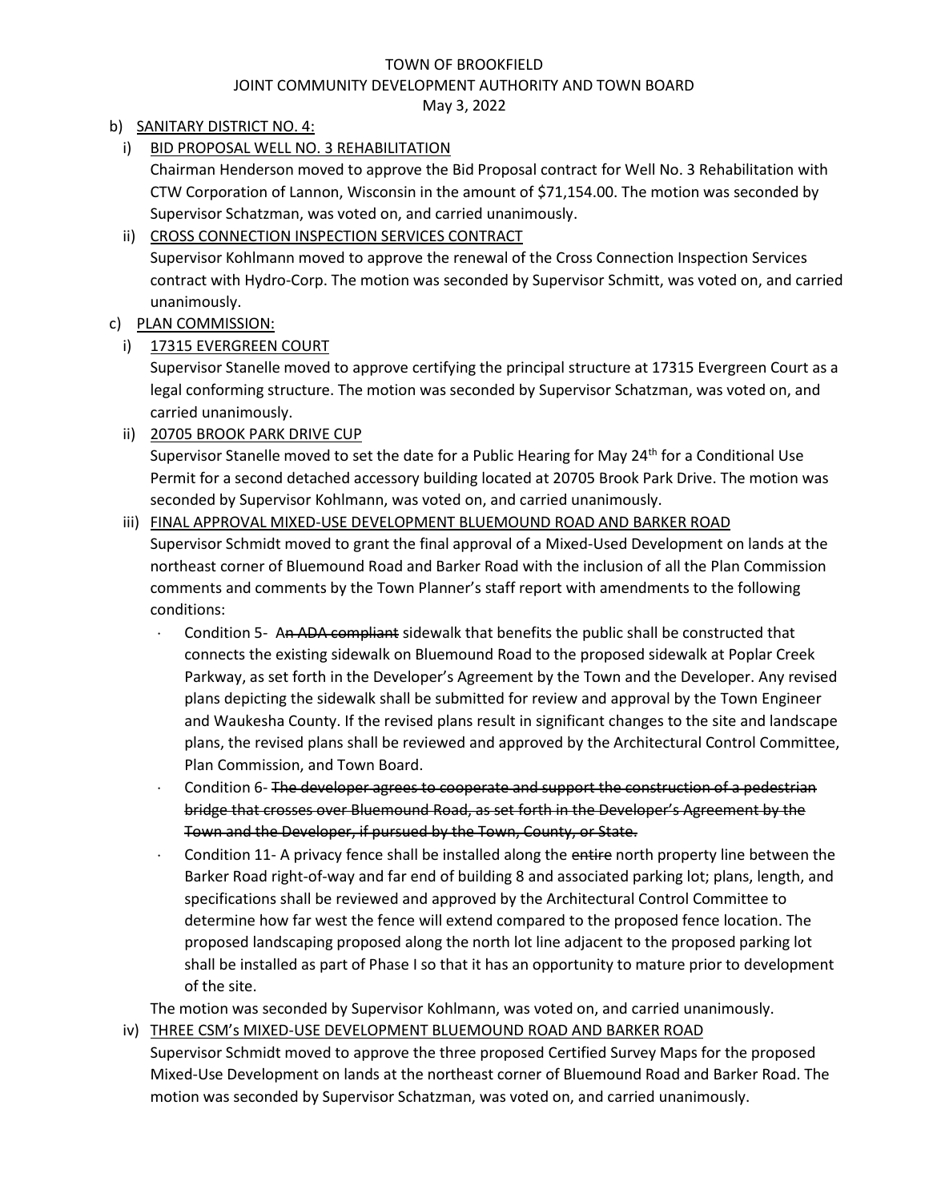TOWN OF BROOKFIELD
JOINT COMMUNITY DEVELOPMENT AUTHORITY AND TOWN BOARD
May 3, 2022

b) SANITARY DISTRICT NO. 4:

   i) BID PROPOSAL WELL NO. 3 REHABILITATION

   Chairman Henderson moved to approve the Bid Proposal contract for Well No. 3 Rehabilitation with CTW Corporation of Lannon, Wisconsin in the amount of $71,154.00. The motion was seconded by Supervisor Schatzman, was voted on, and carried unanimously.

   ii) CROSS CONNECTION INSPECTION SERVICES CONTRACT

   Supervisor Kohlmann moved to approve the renewal of the Cross Connection Inspection Services contract with Hydro-Corp. The motion was seconded by Supervisor Schmitt, was voted on, and carried unanimously.

c) PLAN COMMISSION:

   i) 17315 EVERGREEN COURT

   Supervisor Stanelle moved to approve certifying the principal structure at 17315 Evergreen Court as a legal conforming structure. The motion was seconded by Supervisor Schatzman, was voted on, and carried unanimously.

   ii) 20705 BROOK PARK DRIVE CUP

   Supervisor Stanelle moved to set the date for a Public Hearing for May 24th for a Conditional Use Permit for a second detached accessory building located at 20705 Brook Park Drive. The motion was seconded by Supervisor Kohlmann, was voted on, and carried unanimously.

   iii) FINAL APPROVAL MIXED-USE DEVELOPMENT BLUEMOUND ROAD AND BARKER ROAD

   Supervisor Schmidt moved to grant the final approval of a Mixed-Used Development on lands at the northeast corner of Bluemound Road and Barker Road with the inclusion of all the Plan Commission comments and comments by the Town Planner's staff report with amendments to the following conditions:

   - Condition 5- A~~n ADA compliant~~ sidewalk that benefits the public shall be constructed that connects the existing sidewalk on Bluemound Road to the proposed sidewalk at Poplar Creek Parkway, as set forth in the Developer's Agreement by the Town and the Developer. Any revised plans depicting the sidewalk shall be submitted for review and approval by the Town Engineer and Waukesha County. If the revised plans result in significant changes to the site and landscape plans, the revised plans shall be reviewed and approved by the Architectural Control Committee, Plan Commission, and Town Board.
   - Condition 6- ~~The developer agrees to cooperate and support the construction of a pedestrian bridge that crosses over Bluemound Road, as set forth in the Developer's Agreement by the Town and the Developer, if pursued by the Town, County, or State.~~
   - Condition 11- A privacy fence shall be installed along the ~~entire~~ north property line between the Barker Road right-of-way and far end of building 8 and associated parking lot; plans, length, and specifications shall be reviewed and approved by the Architectural Control Committee to determine how far west the fence will extend compared to the proposed fence location. The proposed landscaping proposed along the north lot line adjacent to the proposed parking lot shall be installed as part of Phase I so that it has an opportunity to mature prior to development of the site.

   The motion was seconded by Supervisor Kohlmann, was voted on, and carried unanimously.

   iv) THREE CSM's MIXED-USE DEVELOPMENT BLUEMOUND ROAD AND BARKER ROAD

   Supervisor Schmidt moved to approve the three proposed Certified Survey Maps for the proposed Mixed-Use Development on lands at the northeast corner of Bluemound Road and Barker Road. The motion was seconded by Supervisor Schatzman, was voted on, and carried unanimously.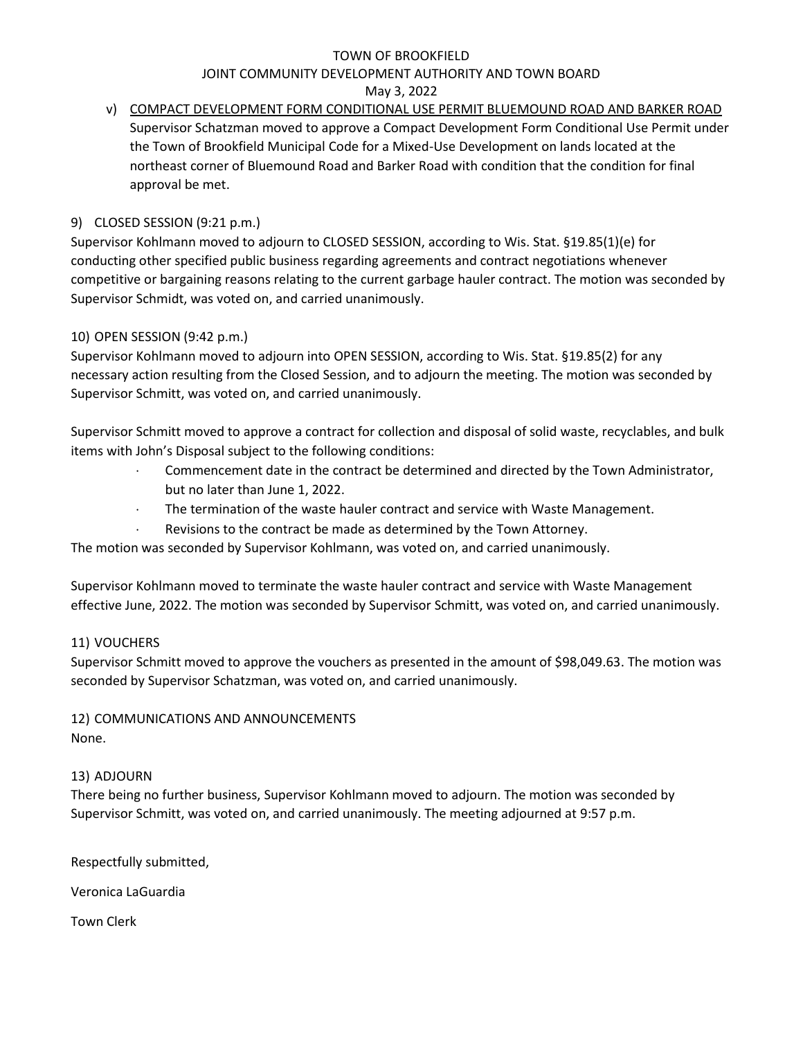v) COMPACT DEVELOPMENT FORM CONDITIONAL USE PERMIT BLUEMOUND ROAD AND BARKER ROAD

Supervisor Schatzman moved to approve a Compact Development Form Conditional Use Permit under the Town of Brookfield Municipal Code for a Mixed-Use Development on lands located at the northeast corner of Bluemound Road and Barker Road with condition that the condition for final approval be met.

9) CLOSED SESSION (9:21 p.m.)

Supervisor Kohlmann moved to adjourn to CLOSED SESSION, according to Wis. Stat. §19.85(1)(e) for conducting other specified public business regarding agreements and contract negotiations whenever competitive or bargaining reasons relating to the current garbage hauler contract. The motion was seconded by Supervisor Schmidt, was voted on, and carried unanimously.

10) OPEN SESSION (9:42 p.m.)

Supervisor Kohlmann moved to adjourn into OPEN SESSION, according to Wis. Stat. §19.85(2) for any necessary action resulting from the Closed Session, and to adjourn the meeting. The motion was seconded by Supervisor Schmitt, was voted on, and carried unanimously.

Supervisor Schmitt moved to approve a contract for collection and disposal of solid waste, recyclables, and bulk items with John's Disposal subject to the following conditions:

- Commencement date in the contract be determined and directed by the Town Administrator, but no later than June 1, 2022.
- The termination of the waste hauler contract and service with Waste Management.
- Revisions to the contract be made as determined by the Town Attorney.

The motion was seconded by Supervisor Kohlmann, was voted on, and carried unanimously.

Supervisor Kohlmann moved to terminate the waste hauler contract and service with Waste Management effective June, 2022. The motion was seconded by Supervisor Schmitt, was voted on, and carried unanimously.

11) VOUCHERS

Supervisor Schmitt moved to approve the vouchers as presented in the amount of $98,049.63. The motion was seconded by Supervisor Schatzman, was voted on, and carried unanimously.

12) COMMUNICATIONS AND ANNOUNCEMENTS

None.

13) ADJOURN

There being no further business, Supervisor Kohlmann moved to adjourn. The motion was seconded by Supervisor Schmitt, was voted on, and carried unanimously. The meeting adjourned at 9:57 p.m.

Respectfully submitted,

Veronica LaGuardia

Town Clerk